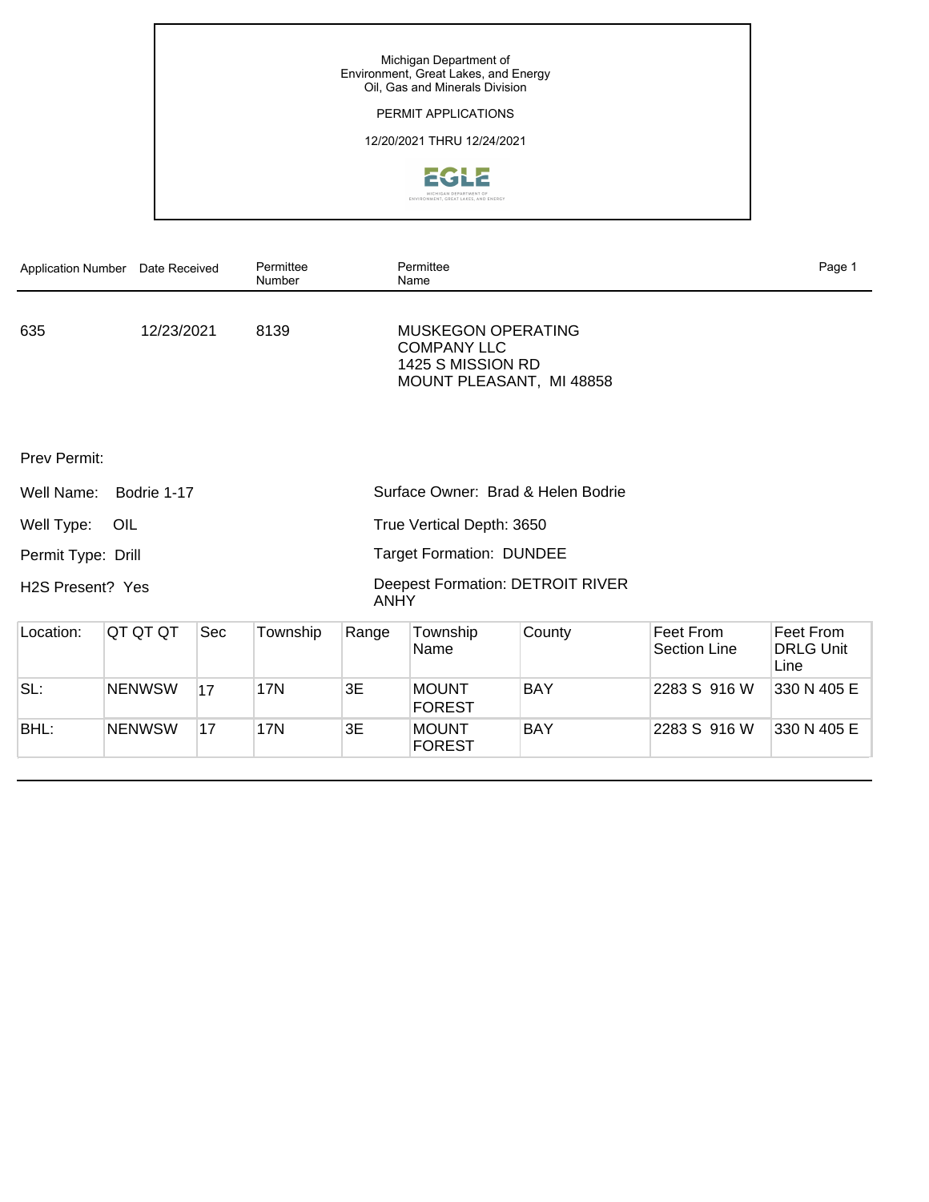Michigan Department of
Environment, Great Lakes, and Energy
Oil, Gas and Minerals Division

PERMIT APPLICATIONS

12/20/2021 THRU 12/24/2021

| Application Number | Date Received | Permittee Number | Permittee Name |
|---|---|---|---|
| 635 | 12/23/2021 | 8139 | MUSKEGON OPERATING COMPANY LLC<br>1425 S MISSION RD<br>MOUNT PLEASANT, MI 48858 |

Prev Permit:

Well Name: Bodrie 1-17

Surface Owner: Brad & Helen Bodrie

Well Type: OIL

True Vertical Depth: 3650

Permit Type: Drill

Target Formation: DUNDEE

H2S Present? Yes

Deepest Formation: DETROIT RIVER ANHY

| Location: | QT QT QT | Sec | Township | Range | Township Name | County | Feet From Section Line | Feet From DRLG Unit Line |
|---|---|---|---|---|---|---|---|---|
| SL: | NENWSW | 17 | 17N | 3E | MOUNT FOREST | BAY | 2283 S 916 W | 330 N 405 E |
| BHL: | NENWSW | 17 | 17N | 3E | MOUNT FOREST | BAY | 2283 S 916 W | 330 N 405 E |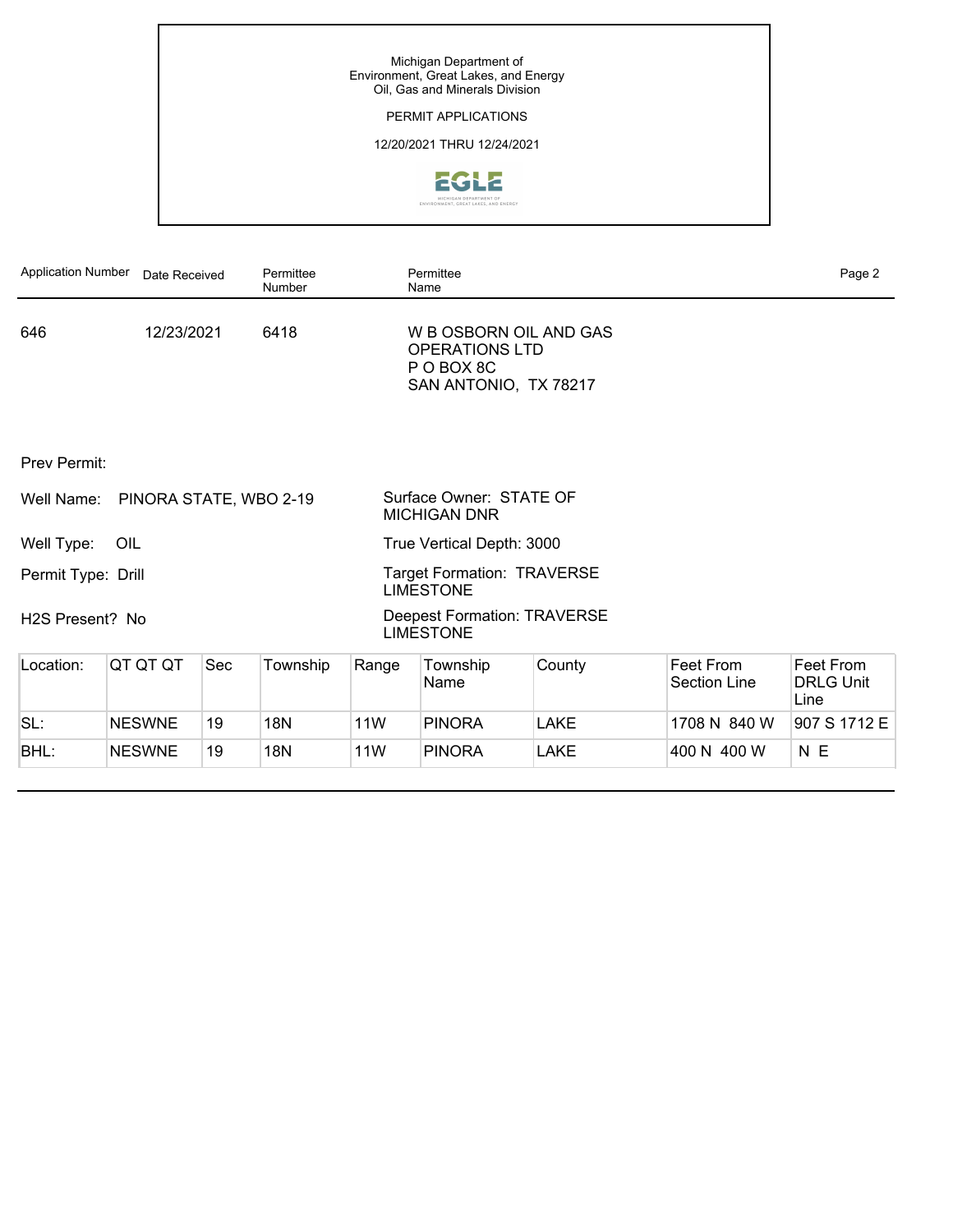Michigan Department of
Environment, Great Lakes, and Energy
Oil, Gas and Minerals Division

PERMIT APPLICATIONS

12/20/2021 THRU 12/24/2021

| Application Number | Date Received | Permittee Number | Permittee Name |
|---|---|---|---|
| 646 | 12/23/2021 | 6418 | W B OSBORN OIL AND GAS OPERATIONS LTD<br>P O BOX 8C<br>SAN ANTONIO, TX 78217 |

Prev Permit:

Well Name: PINORA STATE, WBO 2-19

Surface Owner: STATE OF MICHIGAN DNR

Well Type: OIL

True Vertical Depth: 3000

Permit Type: Drill

Target Formation: TRAVERSE LIMESTONE

H2S Present? No

Deepest Formation: TRAVERSE LIMESTONE

| Location: | QT QT QT | Sec | Township | Range | Township Name | County | Feet From Section Line | Feet From DRLG Unit Line |
|---|---|---|---|---|---|---|---|---|
| SL: | NESWNE | 19 | 18N | 11W | PINORA | LAKE | 1708 N 840 W | 907 S 1712 E |
| BHL: | NESWNE | 19 | 18N | 11W | PINORA | LAKE | 400 N 400 W | N E |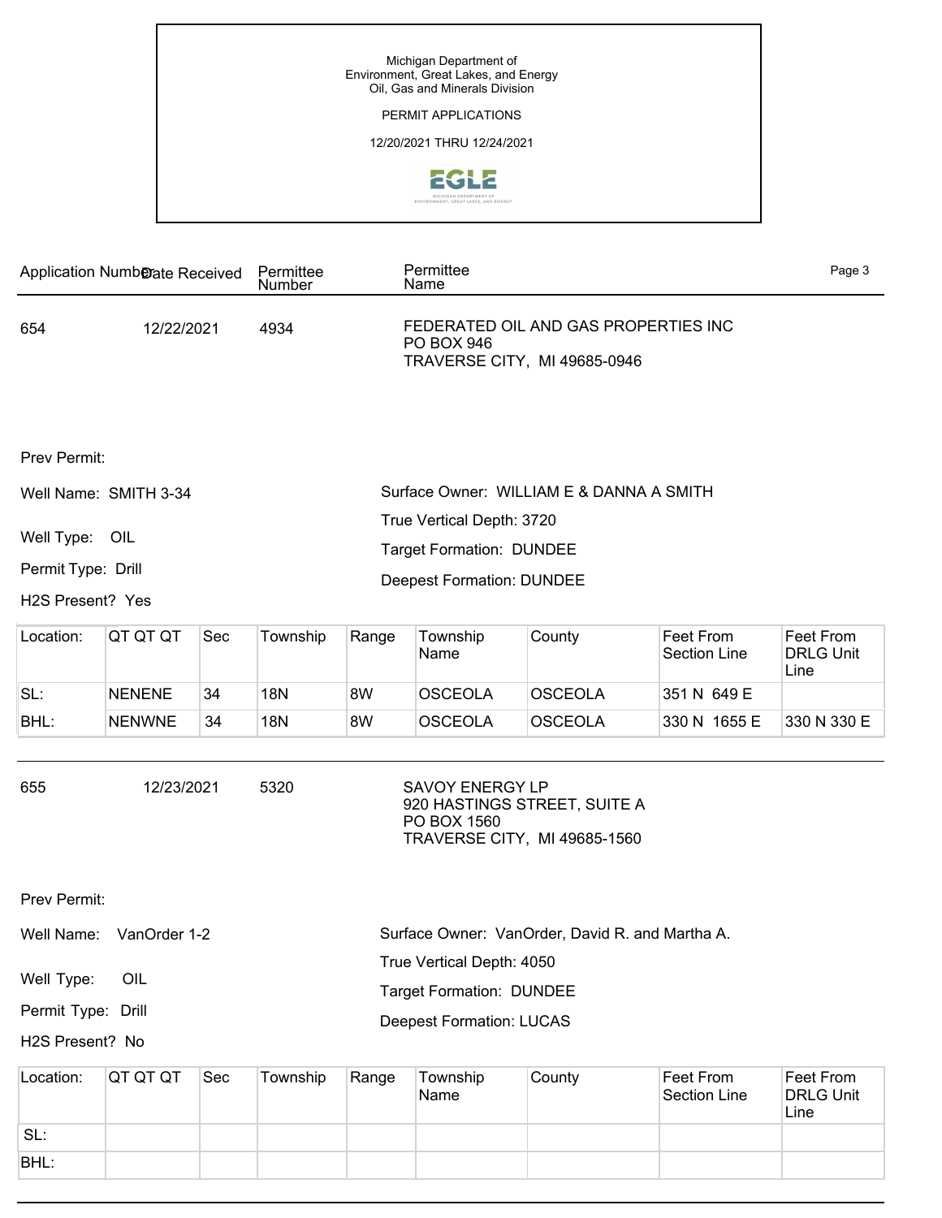Michigan Department of Environment, Great Lakes, and Energy
Oil, Gas and Minerals Division

PERMIT APPLICATIONS

12/20/2021 THRU 12/24/2021

| Application Number | Date Received | Permittee Number | Permittee Name |
|---|---|---|---|
| 654 | 12/22/2021 | 4934 | FEDERATED OIL AND GAS PROPERTIES INC<br>PO BOX 946<br>TRAVERSE CITY, MI 49685-0946 |

Prev Permit:

Well Name: SMITH 3-34

Well Type: OIL

Permit Type: Drill

H2S Present? Yes

Surface Owner: WILLIAM E & DANNA A SMITH

True Vertical Depth: 3720

Target Formation: DUNDEE

Deepest Formation: DUNDEE

| Location: | QT QT QT | Sec | Township | Range | Township Name | County | Feet From Section Line | Feet From DRLG Unit Line |
|---|---|---|---|---|---|---|---|---|
| SL: | NENENE | 34 | 18N | 8W | OSCEOLA | OSCEOLA | 351 N 649 E | |
| BHL: | NENWNE | 34 | 18N | 8W | OSCEOLA | OSCEOLA | 330 N 1655 E | 330 N 330 E |

---

| Application Number | Date Received | Permittee Number | Permittee Name |
|---|---|---|---|
| 655 | 12/23/2021 | 5320 | SAVOY ENERGY LP<br>920 HASTINGS STREET, SUITE A<br>PO BOX 1560<br>TRAVERSE CITY, MI 49685-1560 |

Prev Permit:

Well Name: VanOrder 1-2

Well Type: OIL

Permit Type: Drill

H2S Present? No

Surface Owner: VanOrder, David R. and Martha A.

True Vertical Depth: 4050

Target Formation: DUNDEE

Deepest Formation: LUCAS

| Location: | QT QT QT | Sec | Township | Range | Township Name | County | Feet From Section Line | Feet From DRLG Unit Line |
|---|---|---|---|---|---|---|---|---|
| SL: | | | | | | | | |
| BHL: | | | | | | | | |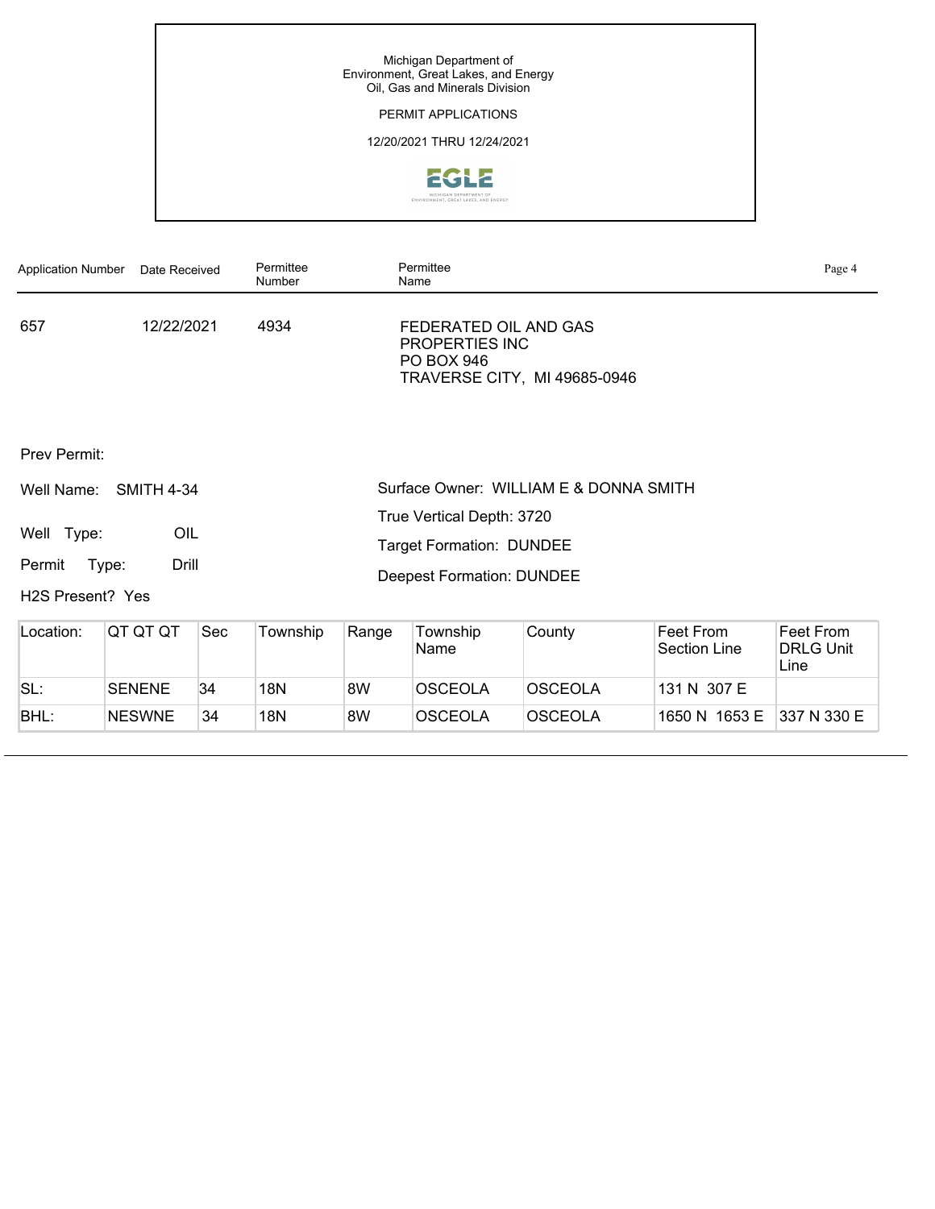Michigan Department of
Environment, Great Lakes, and Energy
Oil, Gas and Minerals Division

PERMIT APPLICATIONS

12/20/2021 THRU 12/24/2021

| Application Number | Date Received | Permittee Number | Permittee Name |
| --- | --- | --- | --- |
| 657 | 12/22/2021 | 4934 | FEDERATED OIL AND GAS PROPERTIES INC<br>PO BOX 946<br>TRAVERSE CITY, MI 49685-0946 |

Prev Permit:

Well Name: SMITH 4-34

Well Type: OIL

Permit Type: Drill

H2S Present? Yes

Surface Owner: WILLIAM E & DONNA SMITH

True Vertical Depth: 3720

Target Formation: DUNDEE

Deepest Formation: DUNDEE

| Location: | QT QT QT | Sec | Township | Range | Township Name | County | Feet From Section Line | Feet From DRLG Unit Line |
| --- | --- | --- | --- | --- | --- | --- | --- | --- |
| SL: | SENENE | 34 | 18N | 8W | OSCEOLA | OSCEOLA | 131 N 307 E | |
| BHL: | NESWNE | 34 | 18N | 8W | OSCEOLA | OSCEOLA | 1650 N 1653 E | 337 N 330 E |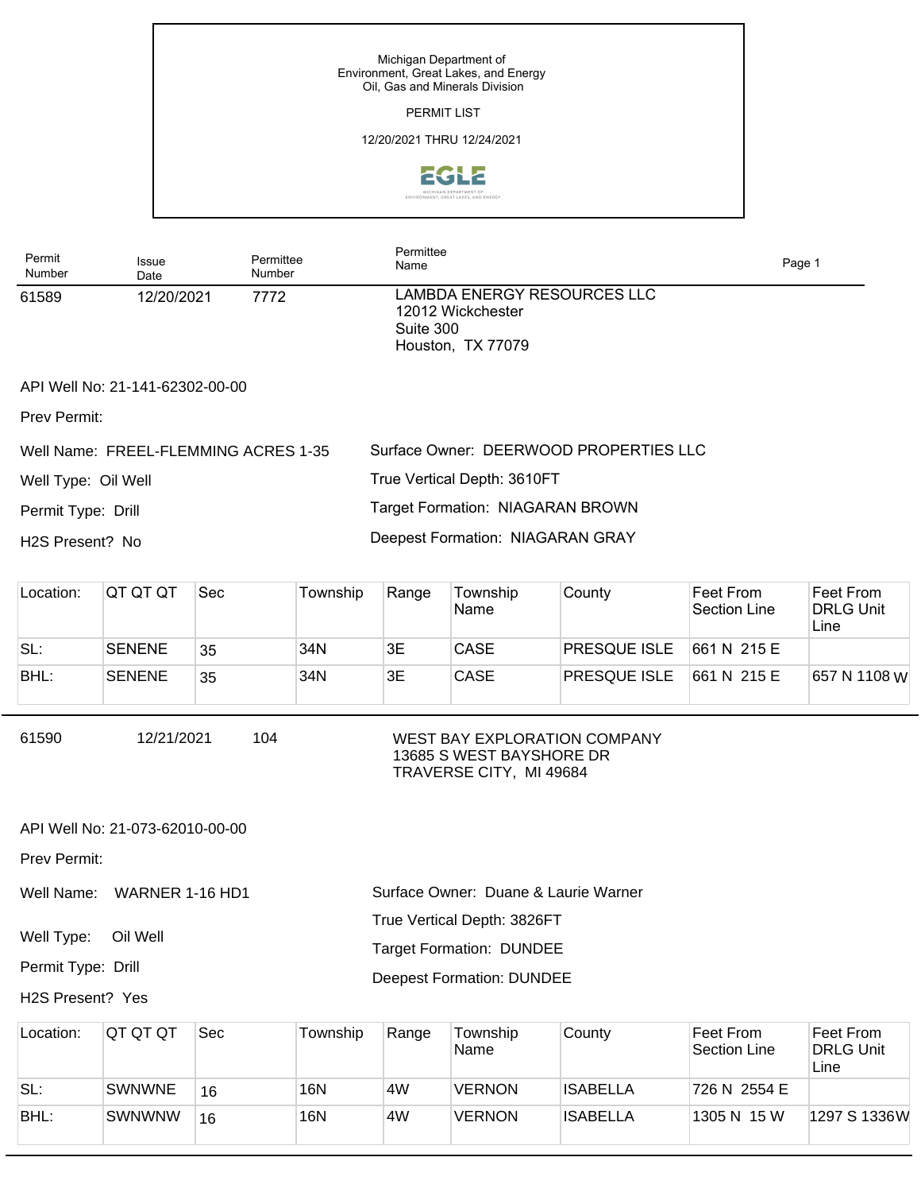Michigan Department of Environment, Great Lakes, and Energy
Oil, Gas and Minerals Division

PERMIT LIST

12/20/2021 THRU 12/24/2021

| Permit Number | Issue Date | Permittee Number | Permittee Name |
|---|---|---|---|
| 61589 | 12/20/2021 | 7772 | LAMBDA ENERGY RESOURCES LLC<br>12012 Wickchester<br>Suite 300<br>Houston, TX 77079 |

API Well No: 21-141-62302-00-00

Prev Permit:

Well Name: FREEL-FLEMMING ACRES 1-35

Well Type: Oil Well

Permit Type: Drill

H2S Present? No

Surface Owner: DEERWOOD PROPERTIES LLC

True Vertical Depth: 3610FT

Target Formation: NIAGARAN BROWN

Deepest Formation: NIAGARAN GRAY

| Location: | QT QT QT | Sec | Township | Range | Township Name | County | Feet From Section Line | Feet From DRLG Unit Line |
|---|---|---|---|---|---|---|---|---|
| SL: | SENENE | 35 | 34N | 3E | CASE | PRESQUE ISLE | 661 N 215 E | |
| BHL: | SENENE | 35 | 34N | 3E | CASE | PRESQUE ISLE | 661 N 215 E | 657 N 1108 W |

---

| Permit Number | Issue Date | Permittee Number | Permittee Name |
|---|---|---|---|
| 61590 | 12/21/2021 | 104 | WEST BAY EXPLORATION COMPANY<br>13685 S WEST BAYSHORE DR<br>TRAVERSE CITY, MI 49684 |

API Well No: 21-073-62010-00-00

Prev Permit:

Well Name: WARNER 1-16 HD1

Well Type: Oil Well

Permit Type: Drill

H2S Present? Yes

Surface Owner: Duane & Laurie Warner

True Vertical Depth: 3826FT

Target Formation: DUNDEE

Deepest Formation: DUNDEE

| Location: | QT QT QT | Sec | Township | Range | Township Name | County | Feet From Section Line | Feet From DRLG Unit Line |
|---|---|---|---|---|---|---|---|---|
| SL: | SWNWNE | 16 | 16N | 4W | VERNON | ISABELLA | 726 N 2554 E | |
| BHL: | SWNWNW | 16 | 16N | 4W | VERNON | ISABELLA | 1305 N 15 W | 1297 S 1336W |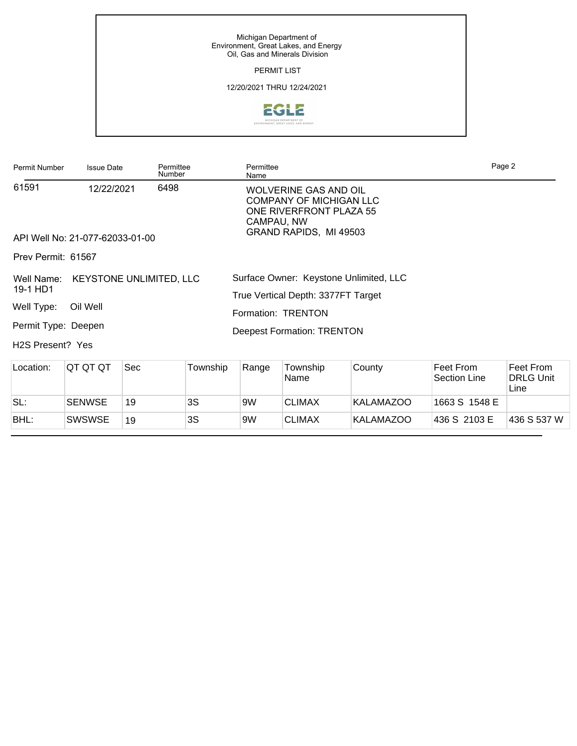Michigan Department of
Environment, Great Lakes, and Energy
Oil, Gas and Minerals Division

PERMIT LIST

12/20/2021 THRU 12/24/2021

| Permit Number | Issue Date | Permittee Number | Permittee Name |
|---|---|---|---|
| 61591 | 12/22/2021 | 6498 | WOLVERINE GAS AND OIL COMPANY OF MICHIGAN LLC ONE RIVERFRONT PLAZA 55 CAMPAU, NW GRAND RAPIDS, MI 49503 |

API Well No: 21-077-62033-01-00

Prev Permit: 61567

Well Name: KEYSTONE UNLIMITED, LLC 19-1 HD1

Well Type: Oil Well

Permit Type: Deepen

H2S Present? Yes

Surface Owner: Keystone Unlimited, LLC

True Vertical Depth: 3377FT Target

Formation: TRENTON

Deepest Formation: TRENTON

| Location: | QT QT QT | Sec | Township | Range | Township Name | County | Feet From Section Line | Feet From DRLG Unit Line |
|---|---|---|---|---|---|---|---|---|
| SL: | SENWSE | 19 | 3S | 9W | CLIMAX | KALAMAZOO | 1663 S 1548 E | |
| BHL: | SWSWSE | 19 | 3S | 9W | CLIMAX | KALAMAZOO | 436 S 2103 E | 436 S 537 W |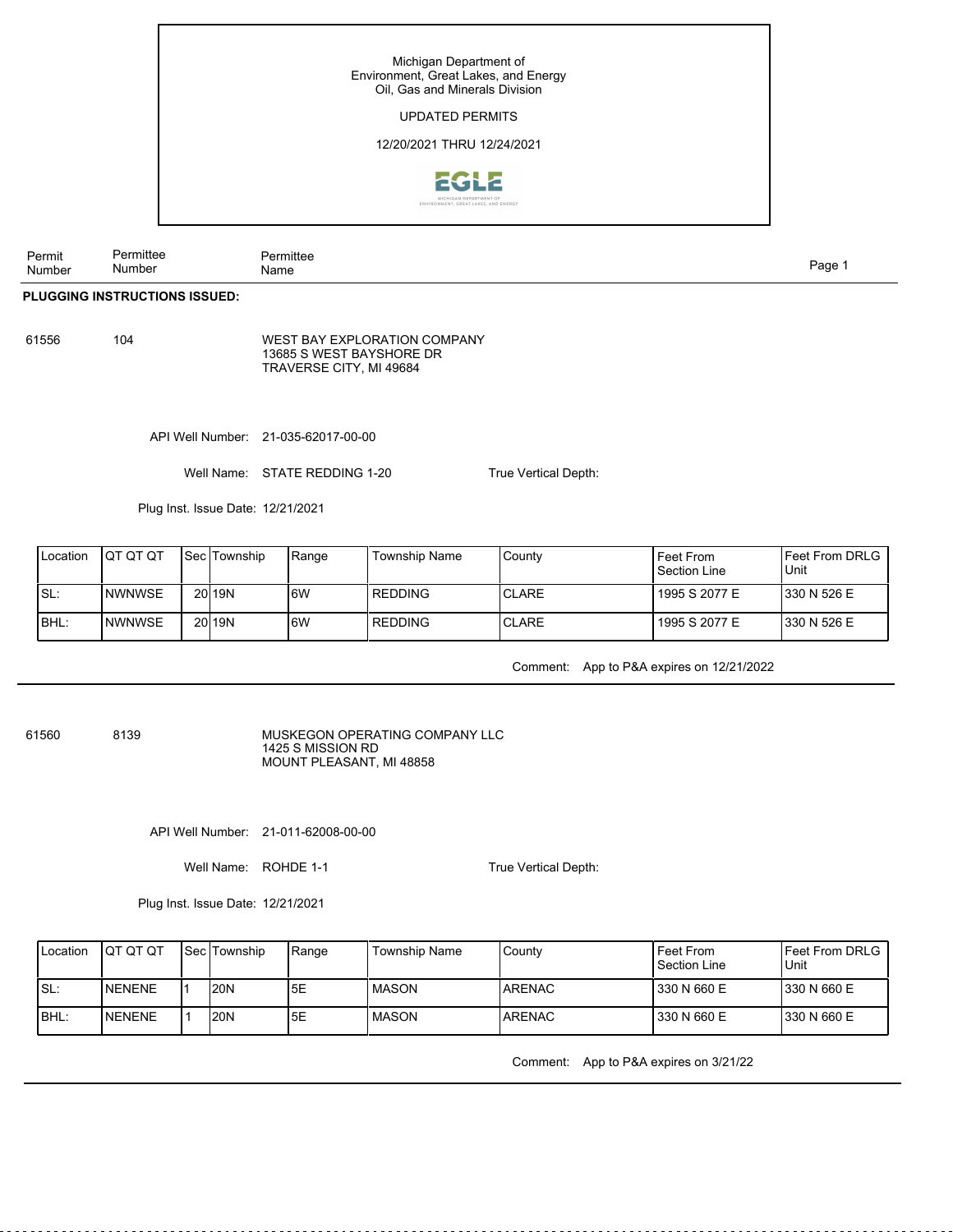Michigan Department of
Environment, Great Lakes, and Energy
Oil, Gas and Minerals Division

UPDATED PERMITS

12/20/2021 THRU 12/24/2021

| Permit Number | Permittee Number | Permittee Name |
|---|---|---|

**PLUGGING INSTRUCTIONS ISSUED:**

61556 104 WEST BAY EXPLORATION COMPANY
13685 S WEST BAYSHORE DR
TRAVERSE CITY, MI 49684

API Well Number: 21-035-62017-00-00

Well Name: STATE REDDING 1-20 True Vertical Depth:

Plug Inst. Issue Date: 12/21/2021

| Location | QT QT QT | Sec | Township | Range | Township Name | County | Feet From Section Line | Feet From DRLG Unit |
|---|---|---|---|---|---|---|---|---|
| SL: | NWNWSE | 20 | 19N | 6W | REDDING | CLARE | 1995 S 2077 E | 330 N 526 E |
| BHL: | NWNWSE | 20 | 19N | 6W | REDDING | CLARE | 1995 S 2077 E | 330 N 526 E |

Comment: App to P&A expires on 12/21/2022

---

61560 8139 MUSKEGON OPERATING COMPANY LLC
1425 S MISSION RD
MOUNT PLEASANT, MI 48858

API Well Number: 21-011-62008-00-00

Well Name: ROHDE 1-1 True Vertical Depth:

Plug Inst. Issue Date: 12/21/2021

| Location | QT QT QT | Sec | Township | Range | Township Name | County | Feet From Section Line | Feet From DRLG Unit |
|---|---|---|---|---|---|---|---|---|
| SL: | NENENE | 1 | 20N | 5E | MASON | ARENAC | 330 N 660 E | 330 N 660 E |
| BHL: | NENENE | 1 | 20N | 5E | MASON | ARENAC | 330 N 660 E | 330 N 660 E |

Comment: App to P&A expires on 3/21/22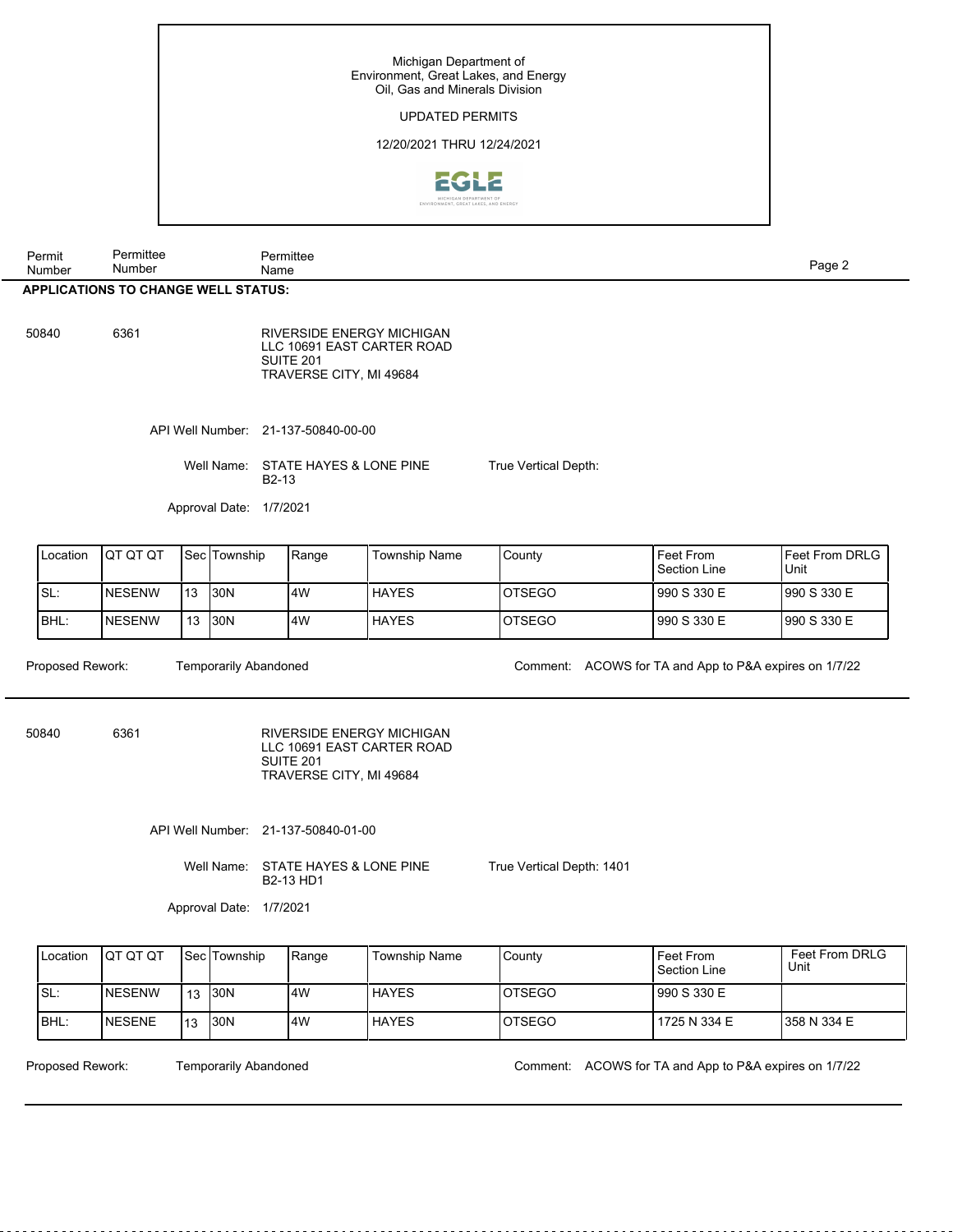Michigan Department of
Environment, Great Lakes, and Energy
Oil, Gas and Minerals Division

UPDATED PERMITS

12/20/2021 THRU 12/24/2021

| Permit Number | Permittee Number | Permittee Name |
|---|---|---|

**APPLICATIONS TO CHANGE WELL STATUS:**

50840 | 6361 | RIVERSIDE ENERGY MICHIGAN LLC 10691 EAST CARTER ROAD SUITE 201 TRAVERSE CITY, MI 49684

API Well Number: 21-137-50840-00-00

Well Name: STATE HAYES & LONE PINE B2-13 | True Vertical Depth:

Approval Date: 1/7/2021

| Location | QT QT QT | Sec | Township | Range | Township Name | County | Feet From Section Line | Feet From DRLG Unit |
|---|---|---|---|---|---|---|---|---|
| SL: | NESENW | 13 | 30N | 4W | HAYES | OTSEGO | 990 S 330 E | 990 S 330 E |
| BHL: | NESENW | 13 | 30N | 4W | HAYES | OTSEGO | 990 S 330 E | 990 S 330 E |

Proposed Rework: Temporarily Abandoned

Comment: ACOWS for TA and App to P&A expires on 1/7/22

---

50840 | 6361 | RIVERSIDE ENERGY MICHIGAN LLC 10691 EAST CARTER ROAD SUITE 201 TRAVERSE CITY, MI 49684

API Well Number: 21-137-50840-01-00

Well Name: STATE HAYES & LONE PINE B2-13 HD1 | True Vertical Depth: 1401

Approval Date: 1/7/2021

| Location | QT QT QT | Sec | Township | Range | Township Name | County | Feet From Section Line | Feet From DRLG Unit |
|---|---|---|---|---|---|---|---|---|
| SL: | NESENW | 13 | 30N | 4W | HAYES | OTSEGO | 990 S 330 E | |
| BHL: | NESENE | 13 | 30N | 4W | HAYES | OTSEGO | 1725 N 334 E | 358 N 334 E |

Proposed Rework: Temporarily Abandoned

Comment: ACOWS for TA and App to P&A expires on 1/7/22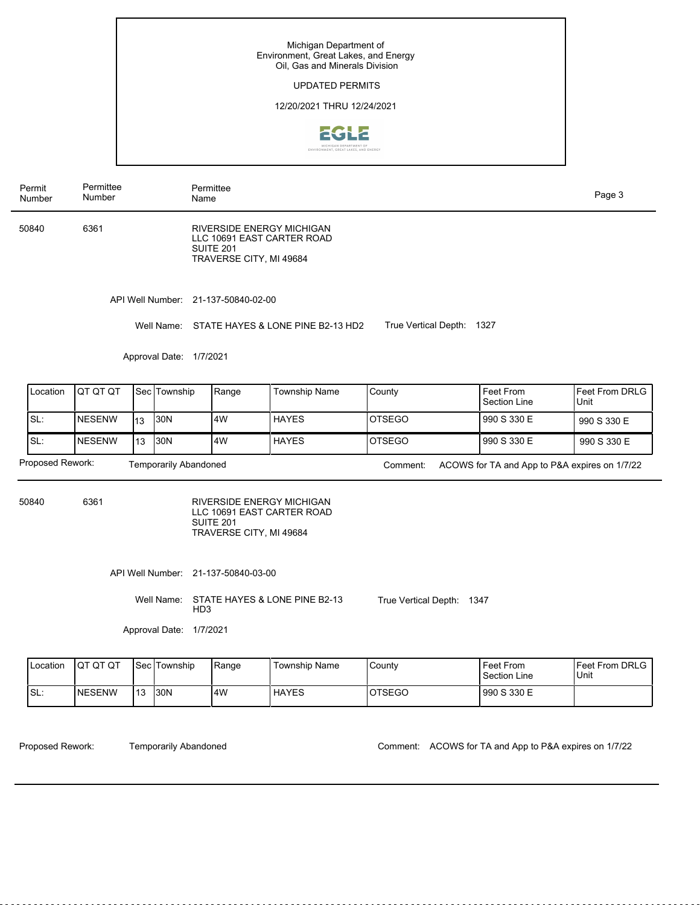Michigan Department of Environment, Great Lakes, and Energy
Oil, Gas and Minerals Division

UPDATED PERMITS

12/20/2021 THRU 12/24/2021

| Permit Number | Permittee Number | Permittee Name |
|---|---|---|
| 50840 | 6361 | RIVERSIDE ENERGY MICHIGAN LLC 10691 EAST CARTER ROAD SUITE 201 TRAVERSE CITY, MI 49684 |

API Well Number: 21-137-50840-02-00

Well Name: STATE HAYES & LONE PINE B2-13 HD2 True Vertical Depth: 1327

Approval Date: 1/7/2021

| Location | QT QT QT | Sec | Township | Range | Township Name | County | Feet From Section Line | Feet From DRLG Unit |
|---|---|---|---|---|---|---|---|---|
| SL: | NESENW | 13 | 30N | 4W | HAYES | OTSEGO | 990 S 330 E | 990 S 330 E |
| SL: | NESENW | 13 | 30N | 4W | HAYES | OTSEGO | 990 S 330 E | 990 S 330 E |

Proposed Rework: Temporarily Abandoned Comment: ACOWS for TA and App to P&A expires on 1/7/22

---

| Permit Number | Permittee Number | Permittee Name |
|---|---|---|
| 50840 | 6361 | RIVERSIDE ENERGY MICHIGAN LLC 10691 EAST CARTER ROAD SUITE 201 TRAVERSE CITY, MI 49684 |

API Well Number: 21-137-50840-03-00

Well Name: STATE HAYES & LONE PINE B2-13 HD3 True Vertical Depth: 1347

Approval Date: 1/7/2021

| Location | QT QT QT | Sec | Township | Range | Township Name | County | Feet From Section Line | Feet From DRLG Unit |
|---|---|---|---|---|---|---|---|---|
| SL: | NESENW | 13 | 30N | 4W | HAYES | OTSEGO | 990 S 330 E | |

Proposed Rework: Temporarily Abandoned Comment: ACOWS for TA and App to P&A expires on 1/7/22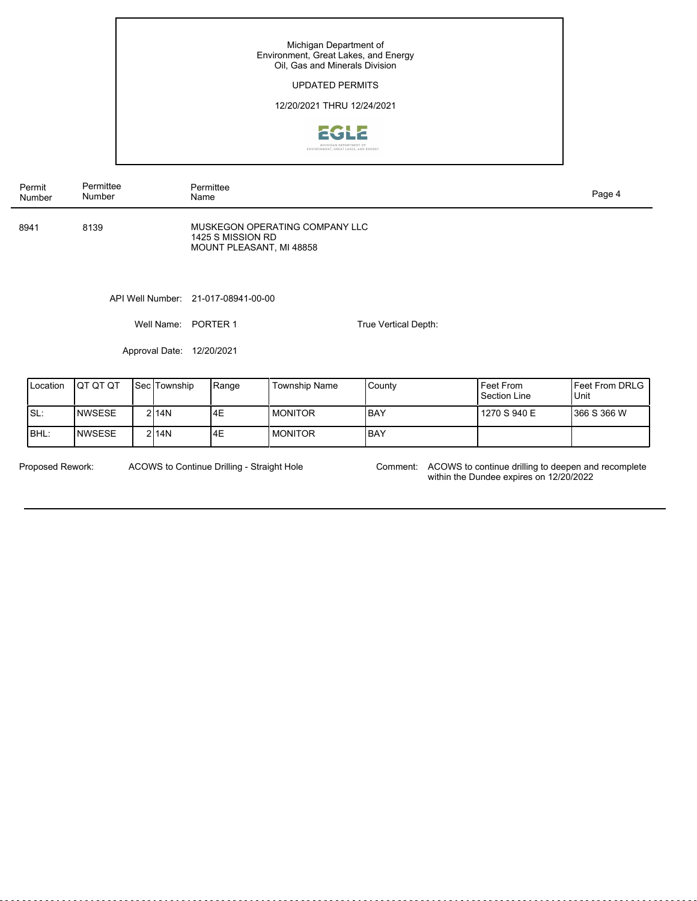Michigan Department of
Environment, Great Lakes, and Energy
Oil, Gas and Minerals Division

UPDATED PERMITS

12/20/2021 THRU 12/24/2021

| Permit Number | Permittee Number | Permittee Name |
|---|---|---|
| 8941 | 8139 | MUSKEGON OPERATING COMPANY LLC<br>1425 S MISSION RD<br>MOUNT PLEASANT, MI 48858 |

API Well Number: 21-017-08941-00-00

Well Name: PORTER 1

True Vertical Depth:

Approval Date: 12/20/2021

| Location | QT QT QT | Sec | Township | Range | Township Name | County | Feet From Section Line | Feet From DRLG Unit |
|---|---|---|---|---|---|---|---|---|
| SL: | NWSESE | 2 | 14N | 4E | MONITOR | BAY | 1270 S 940 E | 366 S 366 W |
| BHL: | NWSESE | 2 | 14N | 4E | MONITOR | BAY | | |

Proposed Rework: ACOWS to Continue Drilling - Straight Hole

Comment: ACOWS to continue drilling to deepen and recomplete within the Dundee expires on 12/20/2022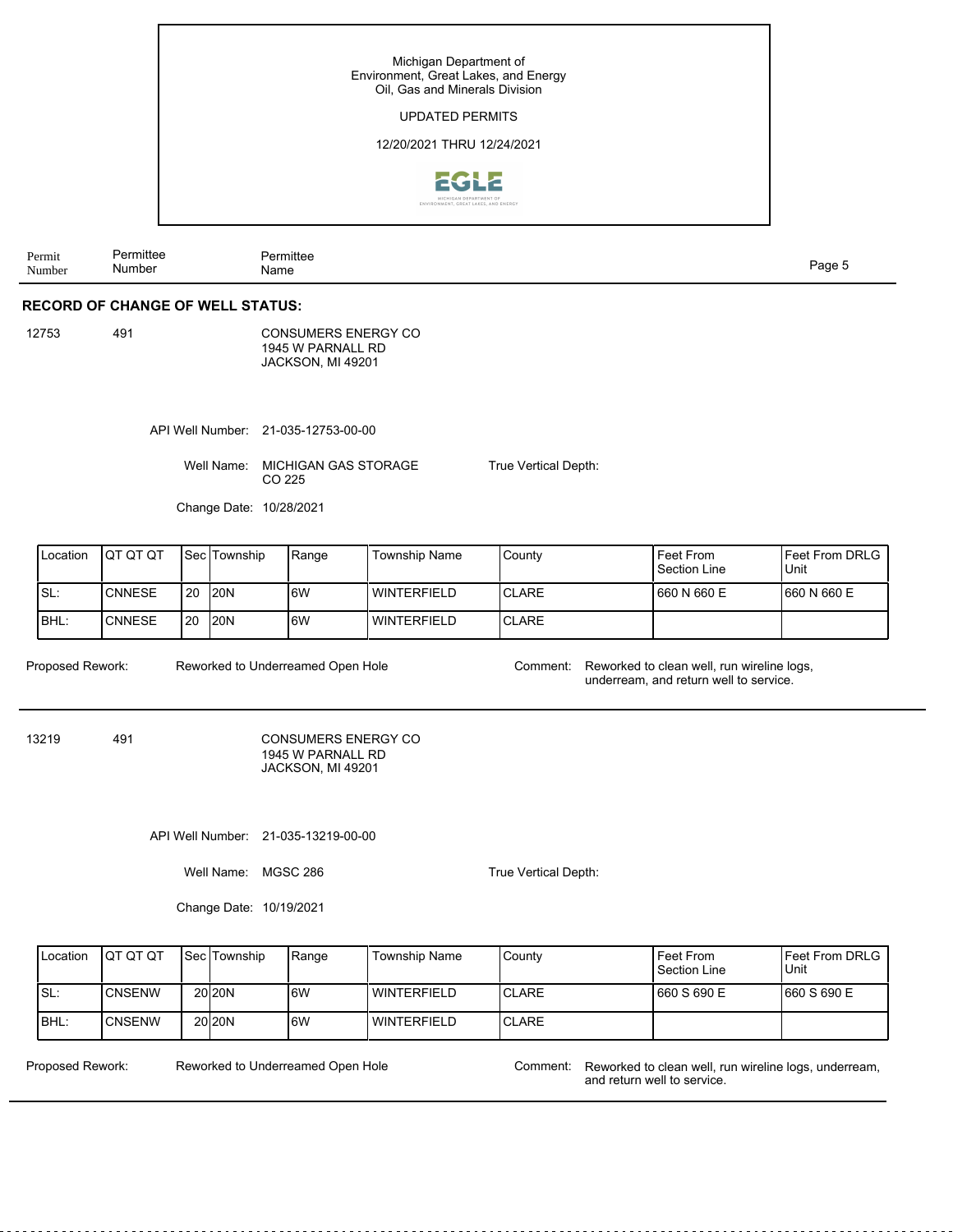Michigan Department of
Environment, Great Lakes, and Energy
Oil, Gas and Minerals Division

UPDATED PERMITS

12/20/2021 THRU 12/24/2021

| Permit Number | Permittee Number | Permittee Name |
|---|---|---|

## RECORD OF CHANGE OF WELL STATUS:

12753 491 CONSUMERS ENERGY CO
1945 W PARNALL RD
JACKSON, MI 49201

API Well Number: 21-035-12753-00-00

Well Name: MICHIGAN GAS STORAGE CO 225

True Vertical Depth:

Change Date: 10/28/2021

| Location | QT QT QT | Sec | Township | Range | Township Name | County | Feet From Section Line | Feet From DRLG Unit |
|---|---|---|---|---|---|---|---|---|
| SL: | CNNESE | 20 | 20N | 6W | WINTERFIELD | CLARE | 660 N 660 E | 660 N 660 E |
| BHL: | CNNESE | 20 | 20N | 6W | WINTERFIELD | CLARE | | |

Proposed Rework: Reworked to Underreamed Open Hole

Comment: Reworked to clean well, run wireline logs, underream, and return well to service.

---

13219 491 CONSUMERS ENERGY CO
1945 W PARNALL RD
JACKSON, MI 49201

API Well Number: 21-035-13219-00-00

Well Name: MGSC 286

True Vertical Depth:

Change Date: 10/19/2021

| Location | QT QT QT | Sec | Township | Range | Township Name | County | Feet From Section Line | Feet From DRLG Unit |
|---|---|---|---|---|---|---|---|---|
| SL: | CNSENW | 20 | 20N | 6W | WINTERFIELD | CLARE | 660 S 690 E | 660 S 690 E |
| BHL: | CNSENW | 20 | 20N | 6W | WINTERFIELD | CLARE | | |

Proposed Rework: Reworked to Underreamed Open Hole

Comment: Reworked to clean well, run wireline logs, underream, and return well to service.